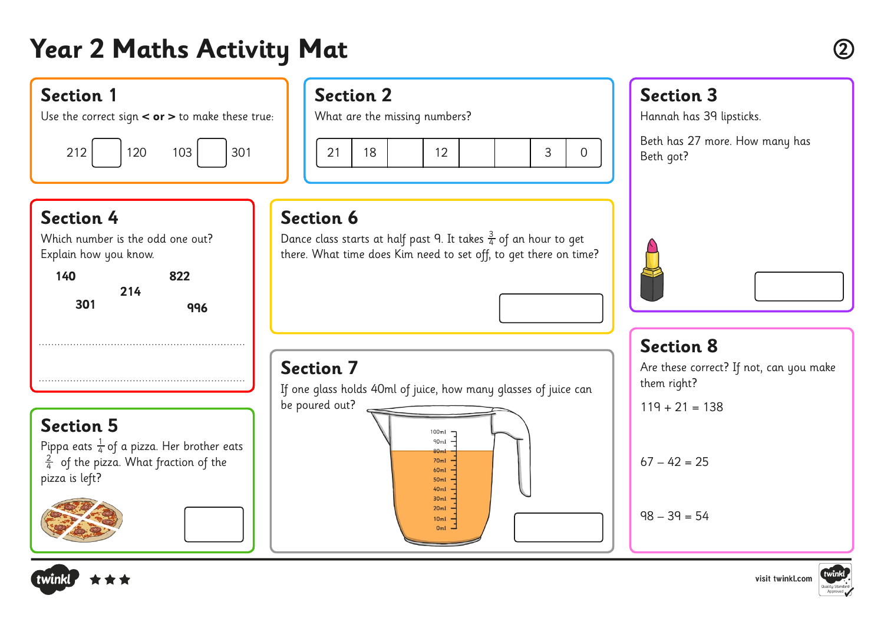# Year 2 Maths Activity Mat

②

## Section 1

Use the correct sign **< or >** to make these true:

212 ☐ 120    103 ☐ 301

## Section 2

What are the missing numbers?

| 21 | 18 | | 12 | | | 3 | 0 |
|---|---|---|---|---|---|---|---|

## Section 3

Hannah has 39 lipsticks.

Beth has 27 more. How many has Beth got?

## Section 4

Which number is the odd one out?
Explain how you know.

**140**    **822**
**214**
**301**    **996**

.................................................................

.................................................................

## Section 5

Pippa eats $\frac{1}{4}$ of a pizza. Her brother eats $\frac{2}{4}$ of the pizza. What fraction of the pizza is left?

## Section 6

Dance class starts at half past 9. It takes $\frac{3}{4}$ of an hour to get there. What time does Kim need to set off, to get there on time?

## Section 7

If one glass holds 40ml of juice, how many glasses of juice can be poured out?

100ml
90ml
80ml
70ml
60ml
50ml
40ml
30ml
20ml
10ml
0ml

## Section 8

Are these correct? If not, can you make them right?

119 + 21 = 138

67 – 42 = 25

98 – 39 = 54

visit twinkl.com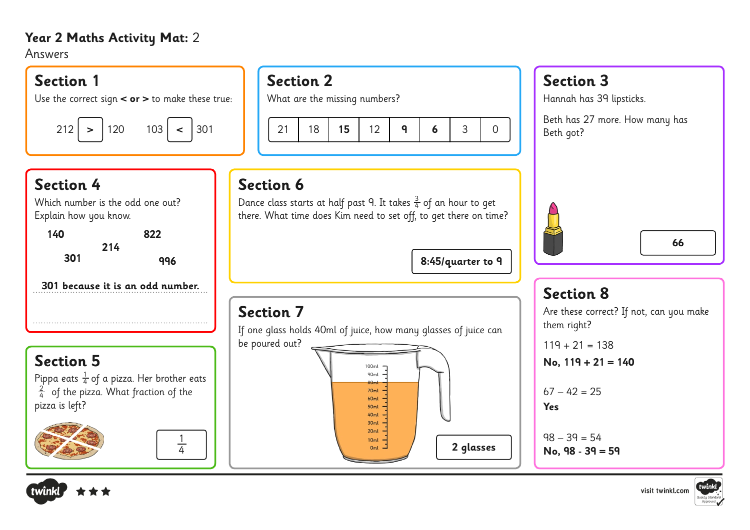# Year 2 Maths Activity Mat: 2

Answers

## Section 1

Use the correct sign **< or >** to make these true:

212 **>** 120 103 **<** 301

## Section 2

What are the missing numbers?

| | | | | | | | |
|---|---|---|---|---|---|---|---|
| 21 | 18 | **15** | 12 | **9** | **6** | 3 | 0 |

## Section 3

Hannah has 39 lipsticks.

Beth has 27 more. How many has Beth got?

**66**

## Section 4

Which number is the odd one out? Explain how you know.

140 822 214 301 996

**301 because it is an odd number.**

## Section 5

Pippa eats $\frac{1}{4}$ of a pizza. Her brother eats $\frac{2}{4}$ of the pizza. What fraction of the pizza is left?

$\frac{1}{4}$

## Section 6

Dance class starts at half past 9. It takes $\frac{3}{4}$ of an hour to get there. What time does Kim need to set off, to get there on time?

**8:45/quarter to 9**

## Section 7

If one glass holds 40ml of juice, how many glasses of juice can be poured out?

100ml
90ml
80ml
70ml
60ml
50ml
40ml
30ml
20ml
10ml
0ml

**2 glasses**

## Section 8

Are these correct? If not, can you make them right?

119 + 21 = 138

**No, 119 + 21 = 140**

67 – 42 = 25

**Yes**

98 – 39 = 54

**No, 98 - 39 = 59**